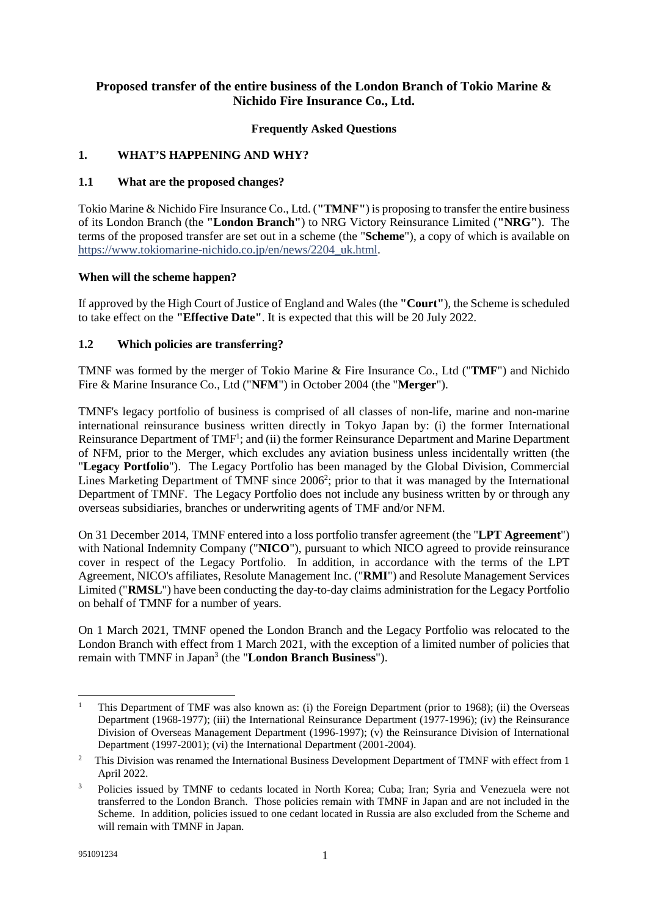# Proposed transfer of the entire business of the London Branch of Tokio Marine & Nichido Fire Insurance Co., Ltd.

## Frequently Asked Questions

## 1. WHAT'S HAPPENING AND WHY?

### 1.1 What are the proposed changes?

Tokio Marine & Nichido Fire Insurance Co., Ltd. (**"TMNF"**) is proposing to transfer the entire business of its London Branch (the **"London Branch"**) to NRG Victory Reinsurance Limited (**"NRG"**). The terms of the proposed transfer are set out in a scheme (the "**Scheme**"), a copy of which is available on https://www.tokiomarine-nichido.co.jp/en/news/2204_uk.html.

### When will the scheme happen?

If approved by the High Court of Justice of England and Wales (the **"Court"**), the Scheme is scheduled to take effect on the **"Effective Date"**. It is expected that this will be 20 July 2022.

### 1.2 Which policies are transferring?

TMNF was formed by the merger of Tokio Marine & Fire Insurance Co., Ltd ("**TMF**") and Nichido Fire & Marine Insurance Co., Ltd ("**NFM**") in October 2004 (the "**Merger**").

TMNF's legacy portfolio of business is comprised of all classes of non-life, marine and non-marine international reinsurance business written directly in Tokyo Japan by: (i) the former International Reinsurance Department of TMF[1]; and (ii) the former Reinsurance Department and Marine Department of NFM, prior to the Merger, which excludes any aviation business unless incidentally written (the "**Legacy Portfolio**"). The Legacy Portfolio has been managed by the Global Division, Commercial Lines Marketing Department of TMNF since 2006[2]; prior to that it was managed by the International Department of TMNF. The Legacy Portfolio does not include any business written by or through any overseas subsidiaries, branches or underwriting agents of TMF and/or NFM.

On 31 December 2014, TMNF entered into a loss portfolio transfer agreement (the "**LPT Agreement**") with National Indemnity Company ("**NICO**"), pursuant to which NICO agreed to provide reinsurance cover in respect of the Legacy Portfolio. In addition, in accordance with the terms of the LPT Agreement, NICO's affiliates, Resolute Management Inc. ("**RMI**") and Resolute Management Services Limited ("**RMSL**") have been conducting the day-to-day claims administration for the Legacy Portfolio on behalf of TMNF for a number of years.

On 1 March 2021, TMNF opened the London Branch and the Legacy Portfolio was relocated to the London Branch with effect from 1 March 2021, with the exception of a limited number of policies that remain with TMNF in Japan[3] (the "**London Branch Business**").

---

[1] This Department of TMF was also known as: (i) the Foreign Department (prior to 1968); (ii) the Overseas Department (1968-1977); (iii) the International Reinsurance Department (1977-1996); (iv) the Reinsurance Division of Overseas Management Department (1996-1997); (v) the Reinsurance Division of International Department (1997-2001); (vi) the International Department (2001-2004).

[2] This Division was renamed the International Business Development Department of TMNF with effect from 1 April 2022.

[3] Policies issued by TMNF to cedants located in North Korea; Cuba; Iran; Syria and Venezuela were not transferred to the London Branch. Those policies remain with TMNF in Japan and are not included in the Scheme. In addition, policies issued to one cedant located in Russia are also excluded from the Scheme and will remain with TMNF in Japan.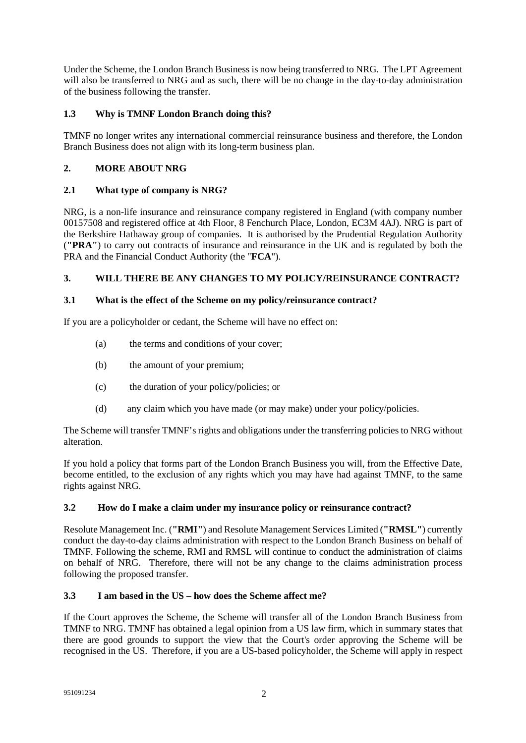Under the Scheme, the London Branch Business is now being transferred to NRG. The LPT Agreement will also be transferred to NRG and as such, there will be no change in the day-to-day administration of the business following the transfer.

### 1.3 Why is TMNF London Branch doing this?

TMNF no longer writes any international commercial reinsurance business and therefore, the London Branch Business does not align with its long-term business plan.

## 2. MORE ABOUT NRG

### 2.1 What type of company is NRG?

NRG, is a non-life insurance and reinsurance company registered in England (with company number 00157508 and registered office at 4th Floor, 8 Fenchurch Place, London, EC3M 4AJ). NRG is part of the Berkshire Hathaway group of companies. It is authorised by the Prudential Regulation Authority (**"PRA"**) to carry out contracts of insurance and reinsurance in the UK and is regulated by both the PRA and the Financial Conduct Authority (the "**FCA**").

## 3. WILL THERE BE ANY CHANGES TO MY POLICY/REINSURANCE CONTRACT?

### 3.1 What is the effect of the Scheme on my policy/reinsurance contract?

If you are a policyholder or cedant, the Scheme will have no effect on:

(a) the terms and conditions of your cover;

(b) the amount of your premium;

(c) the duration of your policy/policies; or

(d) any claim which you have made (or may make) under your policy/policies.

The Scheme will transfer TMNF's rights and obligations under the transferring policies to NRG without alteration.

If you hold a policy that forms part of the London Branch Business you will, from the Effective Date, become entitled, to the exclusion of any rights which you may have had against TMNF, to the same rights against NRG.

### 3.2 How do I make a claim under my insurance policy or reinsurance contract?

Resolute Management Inc. (**"RMI"**) and Resolute Management Services Limited (**"RMSL"**) currently conduct the day-to-day claims administration with respect to the London Branch Business on behalf of TMNF. Following the scheme, RMI and RMSL will continue to conduct the administration of claims on behalf of NRG. Therefore, there will not be any change to the claims administration process following the proposed transfer.

### 3.3 I am based in the US – how does the Scheme affect me?

If the Court approves the Scheme, the Scheme will transfer all of the London Branch Business from TMNF to NRG. TMNF has obtained a legal opinion from a US law firm, which in summary states that there are good grounds to support the view that the Court's order approving the Scheme will be recognised in the US. Therefore, if you are a US-based policyholder, the Scheme will apply in respect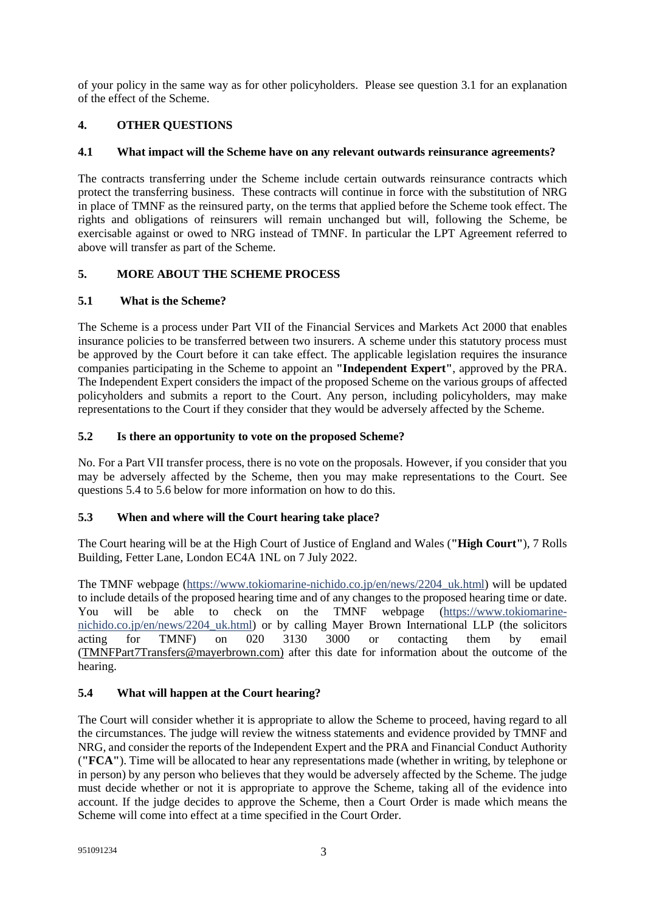of your policy in the same way as for other policyholders. Please see question 3.1 for an explanation of the effect of the Scheme.

## 4. OTHER QUESTIONS

### 4.1 What impact will the Scheme have on any relevant outwards reinsurance agreements?

The contracts transferring under the Scheme include certain outwards reinsurance contracts which protect the transferring business. These contracts will continue in force with the substitution of NRG in place of TMNF as the reinsured party, on the terms that applied before the Scheme took effect. The rights and obligations of reinsurers will remain unchanged but will, following the Scheme, be exercisable against or owed to NRG instead of TMNF. In particular the LPT Agreement referred to above will transfer as part of the Scheme.

## 5. MORE ABOUT THE SCHEME PROCESS

### 5.1 What is the Scheme?

The Scheme is a process under Part VII of the Financial Services and Markets Act 2000 that enables insurance policies to be transferred between two insurers. A scheme under this statutory process must be approved by the Court before it can take effect. The applicable legislation requires the insurance companies participating in the Scheme to appoint an **"Independent Expert"**, approved by the PRA. The Independent Expert considers the impact of the proposed Scheme on the various groups of affected policyholders and submits a report to the Court. Any person, including policyholders, may make representations to the Court if they consider that they would be adversely affected by the Scheme.

### 5.2 Is there an opportunity to vote on the proposed Scheme?

No. For a Part VII transfer process, there is no vote on the proposals. However, if you consider that you may be adversely affected by the Scheme, then you may make representations to the Court. See questions 5.4 to 5.6 below for more information on how to do this.

### 5.3 When and where will the Court hearing take place?

The Court hearing will be at the High Court of Justice of England and Wales (**"High Court"**), 7 Rolls Building, Fetter Lane, London EC4A 1NL on 7 July 2022.

The TMNF webpage (https://www.tokiomarine-nichido.co.jp/en/news/2204_uk.html) will be updated to include details of the proposed hearing time and of any changes to the proposed hearing time or date. You will be able to check on the TMNF webpage (https://www.tokiomarine-nichido.co.jp/en/news/2204_uk.html) or by calling Mayer Brown International LLP (the solicitors acting for TMNF) on 020 3130 3000 or contacting them by email (TMNFPart7Transfers@mayerbrown.com) after this date for information about the outcome of the hearing.

### 5.4 What will happen at the Court hearing?

The Court will consider whether it is appropriate to allow the Scheme to proceed, having regard to all the circumstances. The judge will review the witness statements and evidence provided by TMNF and NRG, and consider the reports of the Independent Expert and the PRA and Financial Conduct Authority (**"FCA"**). Time will be allocated to hear any representations made (whether in writing, by telephone or in person) by any person who believes that they would be adversely affected by the Scheme. The judge must decide whether or not it is appropriate to approve the Scheme, taking all of the evidence into account. If the judge decides to approve the Scheme, then a Court Order is made which means the Scheme will come into effect at a time specified in the Court Order.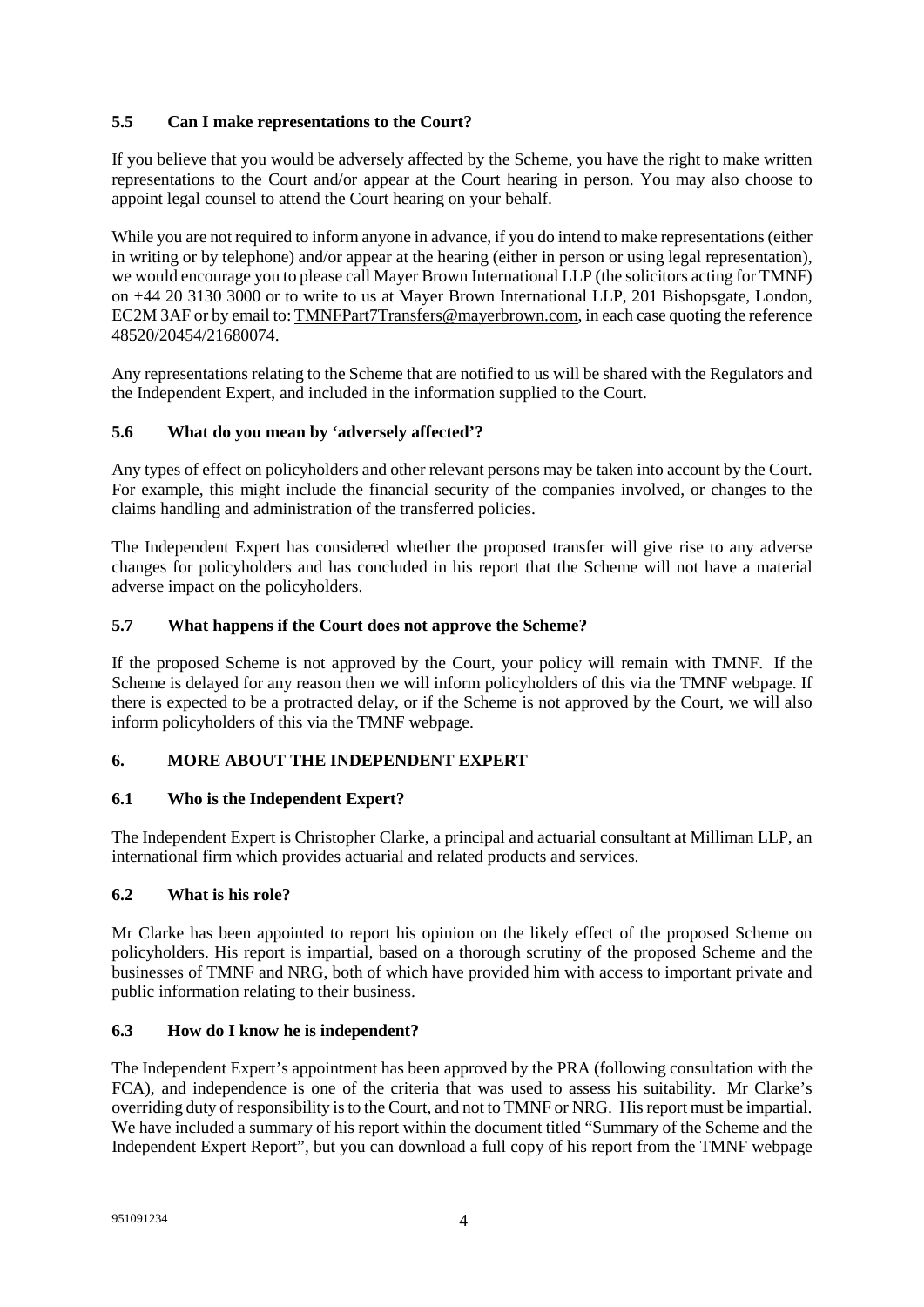### 5.5 Can I make representations to the Court?

If you believe that you would be adversely affected by the Scheme, you have the right to make written representations to the Court and/or appear at the Court hearing in person. You may also choose to appoint legal counsel to attend the Court hearing on your behalf.

While you are not required to inform anyone in advance, if you do intend to make representations (either in writing or by telephone) and/or appear at the hearing (either in person or using legal representation), we would encourage you to please call Mayer Brown International LLP (the solicitors acting for TMNF) on +44 20 3130 3000 or to write to us at Mayer Brown International LLP, 201 Bishopsgate, London, EC2M 3AF or by email to: TMNFPart7Transfers@mayerbrown.com, in each case quoting the reference 48520/20454/21680074.

Any representations relating to the Scheme that are notified to us will be shared with the Regulators and the Independent Expert, and included in the information supplied to the Court.

### 5.6 What do you mean by 'adversely affected'?

Any types of effect on policyholders and other relevant persons may be taken into account by the Court. For example, this might include the financial security of the companies involved, or changes to the claims handling and administration of the transferred policies.

The Independent Expert has considered whether the proposed transfer will give rise to any adverse changes for policyholders and has concluded in his report that the Scheme will not have a material adverse impact on the policyholders.

### 5.7 What happens if the Court does not approve the Scheme?

If the proposed Scheme is not approved by the Court, your policy will remain with TMNF. If the Scheme is delayed for any reason then we will inform policyholders of this via the TMNF webpage. If there is expected to be a protracted delay, or if the Scheme is not approved by the Court, we will also inform policyholders of this via the TMNF webpage.

## 6. MORE ABOUT THE INDEPENDENT EXPERT

### 6.1 Who is the Independent Expert?

The Independent Expert is Christopher Clarke, a principal and actuarial consultant at Milliman LLP, an international firm which provides actuarial and related products and services.

### 6.2 What is his role?

Mr Clarke has been appointed to report his opinion on the likely effect of the proposed Scheme on policyholders. His report is impartial, based on a thorough scrutiny of the proposed Scheme and the businesses of TMNF and NRG, both of which have provided him with access to important private and public information relating to their business.

### 6.3 How do I know he is independent?

The Independent Expert's appointment has been approved by the PRA (following consultation with the FCA), and independence is one of the criteria that was used to assess his suitability. Mr Clarke's overriding duty of responsibility is to the Court, and not to TMNF or NRG. His report must be impartial. We have included a summary of his report within the document titled "Summary of the Scheme and the Independent Expert Report", but you can download a full copy of his report from the TMNF webpage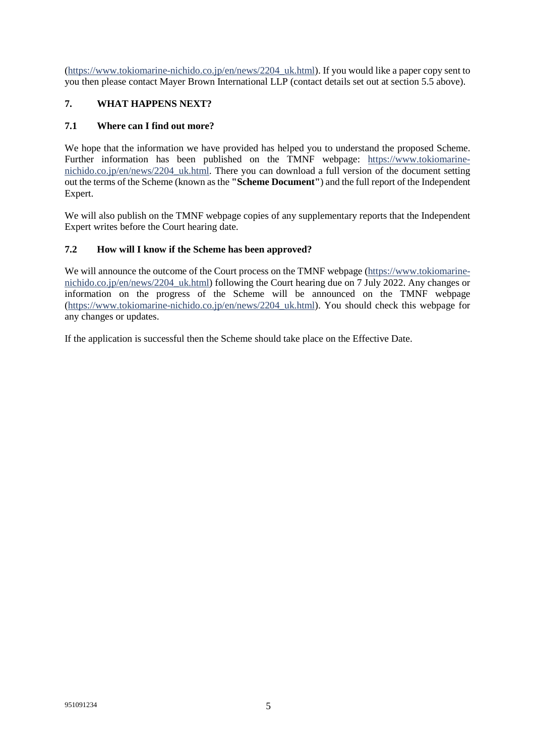(https://www.tokiomarine-nichido.co.jp/en/news/2204_uk.html). If you would like a paper copy sent to you then please contact Mayer Brown International LLP (contact details set out at section 5.5 above).

## 7. WHAT HAPPENS NEXT?

### 7.1 Where can I find out more?

We hope that the information we have provided has helped you to understand the proposed Scheme. Further information has been published on the TMNF webpage: https://www.tokiomarine-nichido.co.jp/en/news/2204_uk.html. There you can download a full version of the document setting out the terms of the Scheme (known as the **"Scheme Document"**) and the full report of the Independent Expert.

We will also publish on the TMNF webpage copies of any supplementary reports that the Independent Expert writes before the Court hearing date.

### 7.2 How will I know if the Scheme has been approved?

We will announce the outcome of the Court process on the TMNF webpage (https://www.tokiomarine-nichido.co.jp/en/news/2204_uk.html) following the Court hearing due on 7 July 2022. Any changes or information on the progress of the Scheme will be announced on the TMNF webpage (https://www.tokiomarine-nichido.co.jp/en/news/2204_uk.html). You should check this webpage for any changes or updates.

If the application is successful then the Scheme should take place on the Effective Date.

951091234